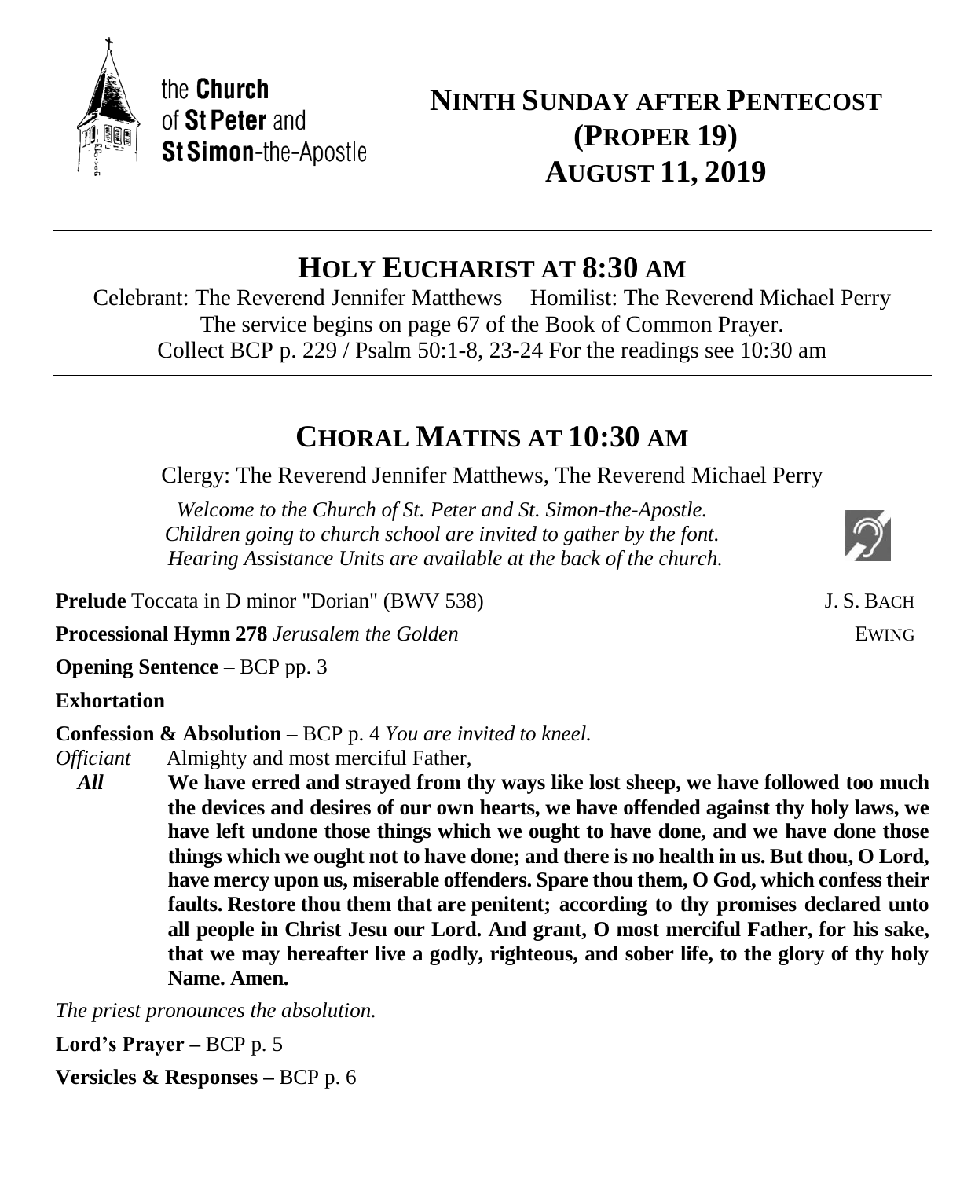the **Church** of **St Peter** and **St Simon**-the-Apostle

# NINTH SUNDAY AFTER PENTECOST (PROPER 19) AUGUST 11, 2019

## HOLY EUCHARIST AT 8:30 AM

Celebrant: The Reverend Jennifer Matthews     Homilist: The Reverend Michael Perry
The service begins on page 67 of the Book of Common Prayer.
Collect BCP p. 229 / Psalm 50:1-8, 23-24 For the readings see 10:30 am

## CHORAL MATINS AT 10:30 AM

Clergy: The Reverend Jennifer Matthews, The Reverend Michael Perry

*Welcome to the Church of St. Peter and St. Simon-the-Apostle.*
*Children going to church school are invited to gather by the font.*
*Hearing Assistance Units are available at the back of the church.*

**Prelude** Toccata in D minor "Dorian" (BWV 538) J. S. BACH

**Processional Hymn 278** *Jerusalem the Golden* EWING

**Opening Sentence** – BCP pp. 3

**Exhortation**

**Confession & Absolution** – BCP p. 4 *You are invited to kneel.*

*Officiant* Almighty and most merciful Father,

*All* **We have erred and strayed from thy ways like lost sheep, we have followed too much the devices and desires of our own hearts, we have offended against thy holy laws, we have left undone those things which we ought to have done, and we have done those things which we ought not to have done; and there is no health in us. But thou, O Lord, have mercy upon us, miserable offenders. Spare thou them, O God, which confess their faults. Restore thou them that are penitent; according to thy promises declared unto all people in Christ Jesu our Lord. And grant, O most merciful Father, for his sake, that we may hereafter live a godly, righteous, and sober life, to the glory of thy holy Name. Amen.**

*The priest pronounces the absolution.*

**Lord's Prayer –** BCP p. 5

**Versicles & Responses –** BCP p. 6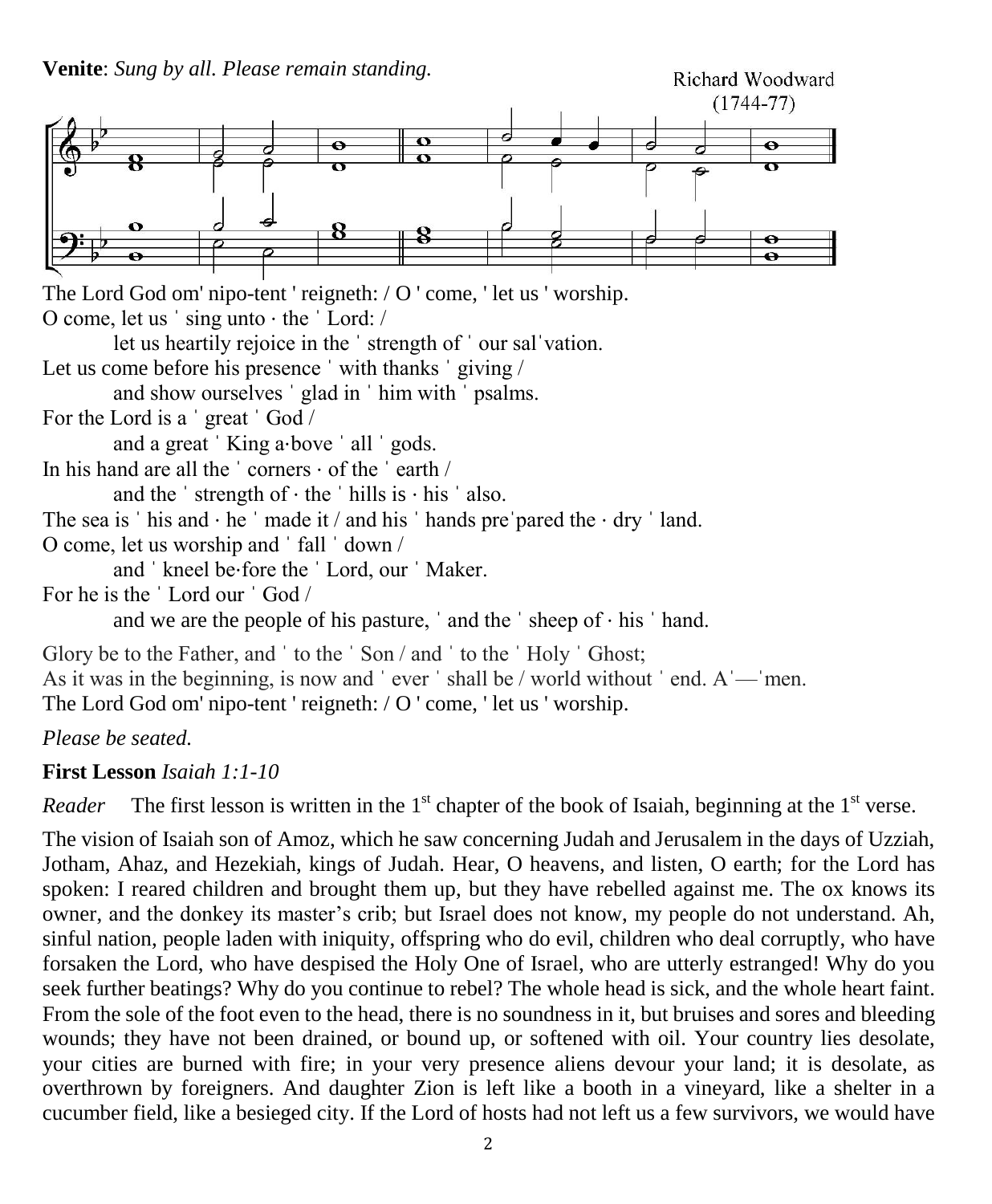**Venite**: *Sung by all. Please remain standing.*

Richard Woodward (1744-77)

The Lord God om' nipo-tent ' reigneth: / O ' come, ' let us ' worship.

O come, let us ˈ sing unto · the ˈ Lord: /

let us heartily rejoice in the ˈ strength of ˈ our salˈvation.

Let us come before his presence ˈ with thanks ˈ giving /

and show ourselves ˈ glad in ˈ him with ˈ psalms.

For the Lord is a ˈ great ˈ God /

and a great ˈ King a·bove ˈ all ˈ gods.

In his hand are all the ˈ corners · of the ˈ earth /

and the ˈ strength of · the ˈ hills is · his ˈ also.

The sea is ˈ his and · he ˈ made it / and his ˈ hands preˈpared the · dry ˈ land.

O come, let us worship and ˈ fall ˈ down /

and ˈ kneel be·fore the ˈ Lord, our ˈ Maker.

For he is the ˈ Lord our ˈ God /

and we are the people of his pasture, ˈ and the ˈ sheep of · his ˈ hand.

Glory be to the Father, and ˈ to the ˈ Son / and ˈ to the ˈ Holy ˈ Ghost;

As it was in the beginning, is now and ˈ ever ˈ shall be / world without ˈ end. Aˈ—ˈmen.

The Lord God om' nipo-tent ' reigneth: / O ' come, ' let us ' worship.

*Please be seated.*

**First Lesson** *Isaiah 1:1-10*

*Reader* The first lesson is written in the 1st chapter of the book of Isaiah, beginning at the 1st verse.

The vision of Isaiah son of Amoz, which he saw concerning Judah and Jerusalem in the days of Uzziah, Jotham, Ahaz, and Hezekiah, kings of Judah. Hear, O heavens, and listen, O earth; for the Lord has spoken: I reared children and brought them up, but they have rebelled against me. The ox knows its owner, and the donkey its master's crib; but Israel does not know, my people do not understand. Ah, sinful nation, people laden with iniquity, offspring who do evil, children who deal corruptly, who have forsaken the Lord, who have despised the Holy One of Israel, who are utterly estranged! Why do you seek further beatings? Why do you continue to rebel? The whole head is sick, and the whole heart faint. From the sole of the foot even to the head, there is no soundness in it, but bruises and sores and bleeding wounds; they have not been drained, or bound up, or softened with oil. Your country lies desolate, your cities are burned with fire; in your very presence aliens devour your land; it is desolate, as overthrown by foreigners. And daughter Zion is left like a booth in a vineyard, like a shelter in a cucumber field, like a besieged city. If the Lord of hosts had not left us a few survivors, we would have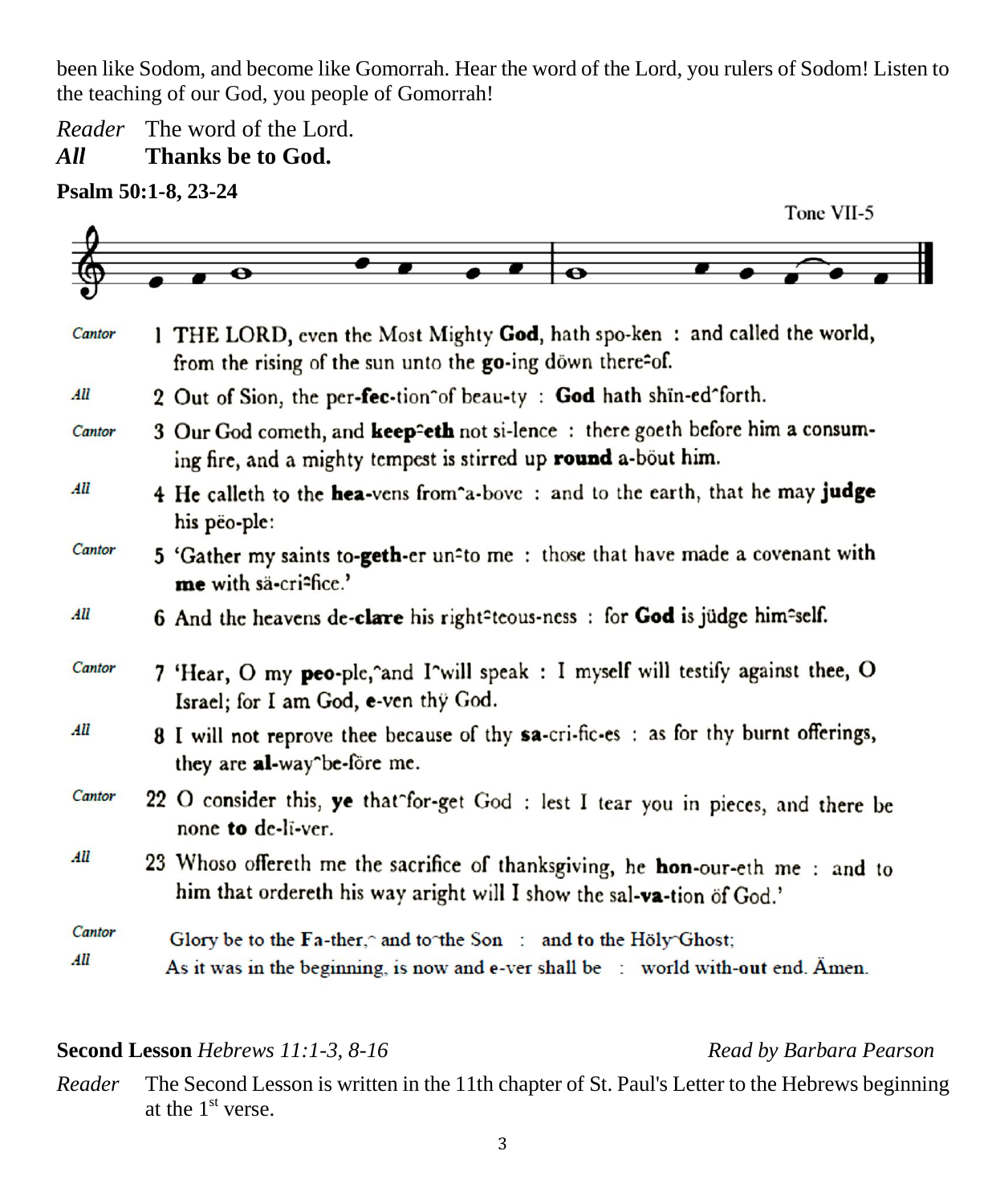been like Sodom, and become like Gomorrah. Hear the word of the Lord, you rulers of Sodom! Listen to the teaching of our God, you people of Gomorrah!

*Reader* The word of the Lord.
***All*** **Thanks be to God.**

**Psalm 50:1-8, 23-24**

Tone VII-5

*Cantor* 1 THE LORD, even the Most Mighty **God**, hath spo-ken : and called the world, from the rising of the sun unto the **go**-ing dŏwn there⁀of.

*All* 2 Out of Sion, the per-**fec**-tion‿of beau-ty : **God** hath shĭn-ed‿forth.

*Cantor* 3 Our God cometh, and **keep**⁀**eth** not si-lence : there goeth before him a consuming fire, and a mighty tempest is stirred up **round** a-bŏut him.

*All* 4 He calleth to the **hea**-vens from‿a-bove : and to the earth, that he may **judge** his pĕo-ple:

*Cantor* 5 'Gather my saints to-**geth**-er un⁀to me : those that have made a covenant with **me** with să-cri⁀fice.'

*All* 6 And the heavens de-**clare** his right⁀teous-ness : for **God** is jŭdge him⁀self.

*Cantor* 7 'Hear, O my **peo**-ple,‿and I‿will speak : I myself will testify against thee, O Israel; for I am God, **e**-ven thy̆ God.

*All* 8 I will not reprove thee because of thy **sa**-cri-fic-es : as for thy burnt offerings, they are **al**-way‿be-fŏre me.

*Cantor* 22 O consider this, **ye** that‿for-get God : lest I tear you in pieces, and there be none **to** de-lĭ-ver.

*All* 23 Whoso offereth me the sacrifice of thanksgiving, he **hon**-our-eth me : and to him that ordereth his way aright will I show the sal-**va**-tion ŏf God.'

*Cantor* Glory be to the **Fa**-ther,‿ and to‿the Son : and to the Hŏly‿Ghost;
*All* As it was in the beginning, is now and **e**-ver shall be : world with-**out** end. Ămen.

**Second Lesson** *Hebrews 11:1-3, 8-16* *Read by Barbara Pearson*

*Reader* The Second Lesson is written in the 11th chapter of St. Paul's Letter to the Hebrews beginning at the 1st verse.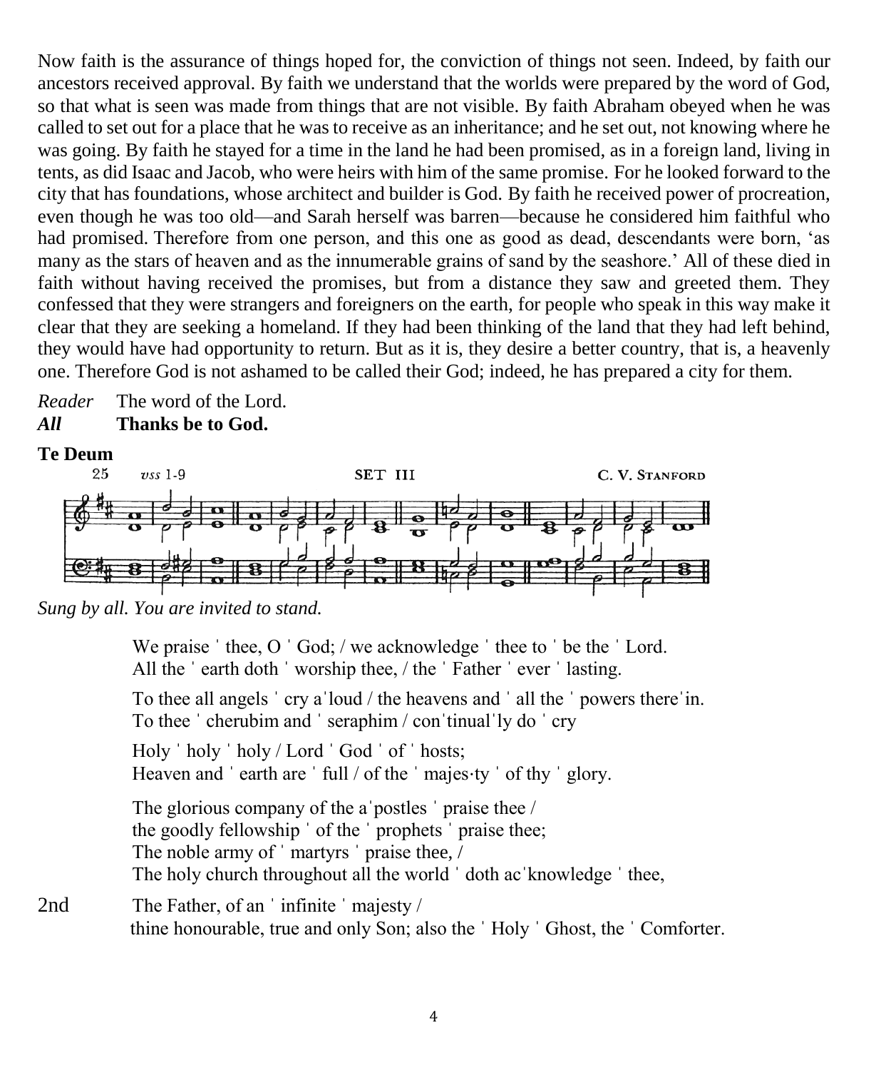Now faith is the assurance of things hoped for, the conviction of things not seen. Indeed, by faith our ancestors received approval. By faith we understand that the worlds were prepared by the word of God, so that what is seen was made from things that are not visible. By faith Abraham obeyed when he was called to set out for a place that he was to receive as an inheritance; and he set out, not knowing where he was going. By faith he stayed for a time in the land he had been promised, as in a foreign land, living in tents, as did Isaac and Jacob, who were heirs with him of the same promise. For he looked forward to the city that has foundations, whose architect and builder is God. By faith he received power of procreation, even though he was too old—and Sarah herself was barren—because he considered him faithful who had promised. Therefore from one person, and this one as good as dead, descendants were born, 'as many as the stars of heaven and as the innumerable grains of sand by the seashore.' All of these died in faith without having received the promises, but from a distance they saw and greeted them. They confessed that they were strangers and foreigners on the earth, for people who speak in this way make it clear that they are seeking a homeland. If they had been thinking of the land that they had left behind, they would have had opportunity to return. But as it is, they desire a better country, that is, a heavenly one. Therefore God is not ashamed to be called their God; indeed, he has prepared a city for them.

*Reader* The word of the Lord.
***All*** **Thanks be to God.**

**Te Deum**

25 *vss* 1-9 SET III C. V. STANFORD

*Sung by all. You are invited to stand.*

We praise ˈ thee, O ˈ God; / we acknowledge ˈ thee to ˈ be the ˈ Lord.
All the ˈ earth doth ˈ worship thee, / the ˈ Father ˈ ever ˈ lasting.

To thee all angels ˈ cry aˈloud / the heavens and ˈ all the ˈ powers thereˈin.
To thee ˈ cherubim and ˈ seraphim / conˈtinualˈly do ˈ cry

Holy ˈ holy ˈ holy / Lord ˈ God ˈ of ˈ hosts;
Heaven and ˈ earth are ˈ full / of the ˈ majes·ty ˈ of thy ˈ glory.

The glorious company of the aˈpostles ˈ praise thee /
the goodly fellowship ˈ of the ˈ prophets ˈ praise thee;
The noble army of ˈ martyrs ˈ praise thee, /
The holy church throughout all the world ˈ doth acˈknowledge ˈ thee,

2nd The Father, of an ˈ infinite ˈ majesty /
thine honourable, true and only Son; also the ˈ Holy ˈ Ghost, the ˈ Comforter.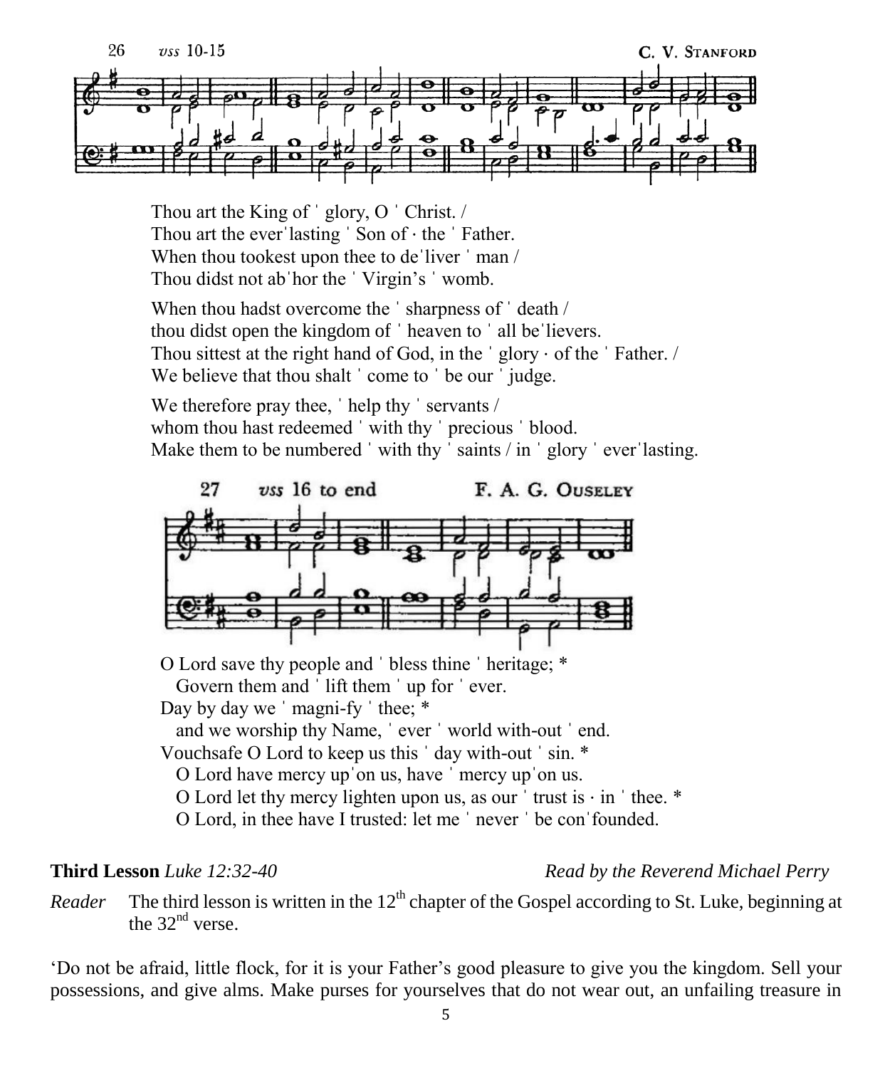26 *vss* 10-15 C. V. STANFORD

Thou art the King of ˈ glory, O ˈ Christ. /
Thou art the everˈlasting ˈ Son of · the ˈ Father.
When thou tookest upon thee to deˈliver ˈ man /
Thou didst not abˈhor the ˈ Virgin's ˈ womb.

When thou hadst overcome the ˈ sharpness of ˈ death /
thou didst open the kingdom of ˈ heaven to ˈ all beˈlievers.
Thou sittest at the right hand of God, in the ˈ glory · of the ˈ Father. /
We believe that thou shalt ˈ come to ˈ be our ˈ judge.

We therefore pray thee, ˈ help thy ˈ servants /
whom thou hast redeemed ˈ with thy ˈ precious ˈ blood.
Make them to be numbered ˈ with thy ˈ saints / in ˈ glory ˈ everˈlasting.

27 *vss* 16 to end F. A. G. OUSELEY

O Lord save thy people and ˈ bless thine ˈ heritage; *
Govern them and ˈ lift them ˈ up for ˈ ever.
Day by day we ˈ magni-fy ˈ thee; *
and we worship thy Name, ˈ ever ˈ world with-out ˈ end.
Vouchsafe O Lord to keep us this ˈ day with-out ˈ sin. *
O Lord have mercy upˈon us, have ˈ mercy upˈon us.
O Lord let thy mercy lighten upon us, as our ˈ trust is · in ˈ thee. *
O Lord, in thee have I trusted: let me ˈ never ˈ be conˈfounded.

**Third Lesson** *Luke 12:32-40* *Read by the Reverend Michael Perry*

*Reader* The third lesson is written in the 12th chapter of the Gospel according to St. Luke, beginning at the 32nd verse.

'Do not be afraid, little flock, for it is your Father's good pleasure to give you the kingdom. Sell your possessions, and give alms. Make purses for yourselves that do not wear out, an unfailing treasure in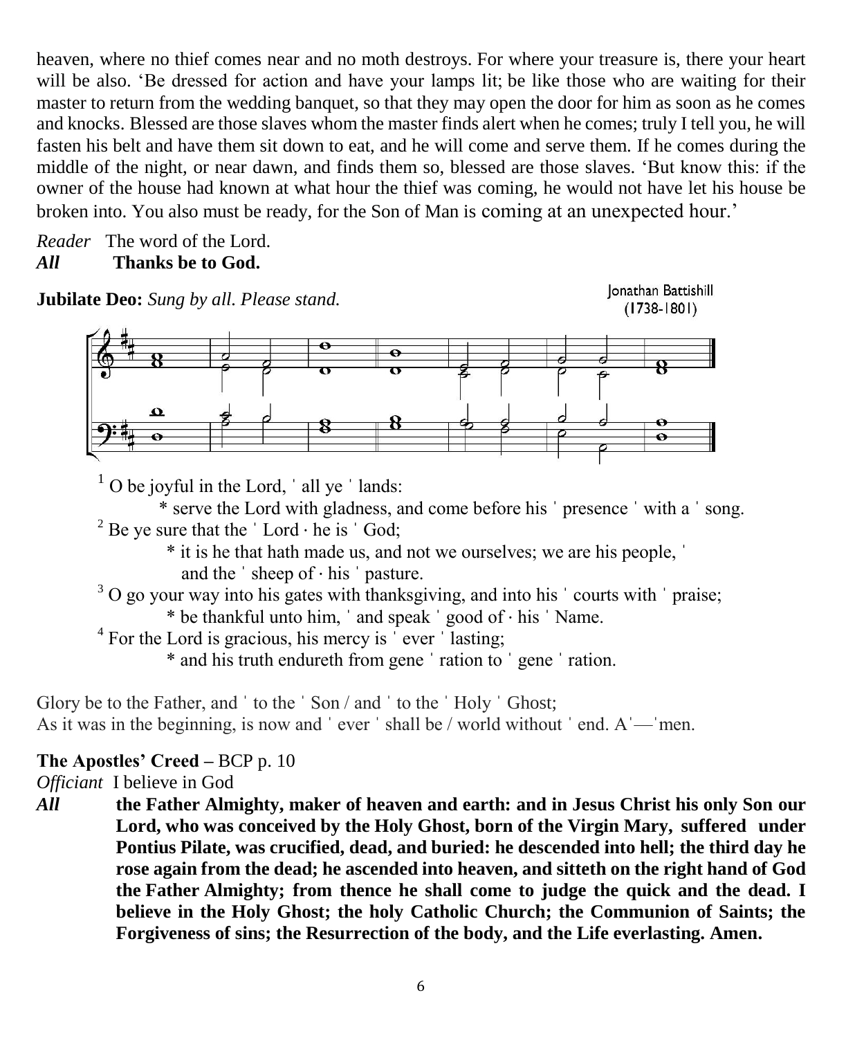heaven, where no thief comes near and no moth destroys. For where your treasure is, there your heart will be also. 'Be dressed for action and have your lamps lit; be like those who are waiting for their master to return from the wedding banquet, so that they may open the door for him as soon as he comes and knocks. Blessed are those slaves whom the master finds alert when he comes; truly I tell you, he will fasten his belt and have them sit down to eat, and he will come and serve them. If he comes during the middle of the night, or near dawn, and finds them so, blessed are those slaves. 'But know this: if the owner of the house had known at what hour the thief was coming, he would not have let his house be broken into. You also must be ready, for the Son of Man is coming at an unexpected hour.'

*Reader* The word of the Lord.
***All*** **Thanks be to God.**

**Jubilate Deo:** *Sung by all. Please stand.*

Jonathan Battishill (1738-1801)

[1] O be joyful in the Lord, ˈ all ye ˈ lands:
* serve the Lord with gladness, and come before his ˈ presence ˈ with a ˈ song.

[2] Be ye sure that the ˈ Lord · he is ˈ God;
* it is he that hath made us, and not we ourselves; we are his people, ˈ and the ˈ sheep of · his ˈ pasture.

[3] O go your way into his gates with thanksgiving, and into his ˈ courts with ˈ praise;
* be thankful unto him, ˈ and speak ˈ good of · his ˈ Name.

[4] For the Lord is gracious, his mercy is ˈ ever ˈ lasting;
* and his truth endureth from gene ˈ ration to ˈ gene ˈ ration.

Glory be to the Father, and ˈ to the ˈ Son / and ˈ to the ˈ Holy ˈ Ghost;
As it was in the beginning, is now and ˈ ever ˈ shall be / world without ˈ end. Aˈ—ˈmen.

**The Apostles' Creed –** BCP p. 10

*Officiant* I believe in God

***All*** **the Father Almighty, maker of heaven and earth: and in Jesus Christ his only Son our Lord, who was conceived by the Holy Ghost, born of the Virgin Mary, suffered under Pontius Pilate, was crucified, dead, and buried: he descended into hell; the third day he rose again from the dead; he ascended into heaven, and sitteth on the right hand of God the Father Almighty; from thence he shall come to judge the quick and the dead. I believe in the Holy Ghost; the holy Catholic Church; the Communion of Saints; the Forgiveness of sins; the Resurrection of the body, and the Life everlasting. Amen.**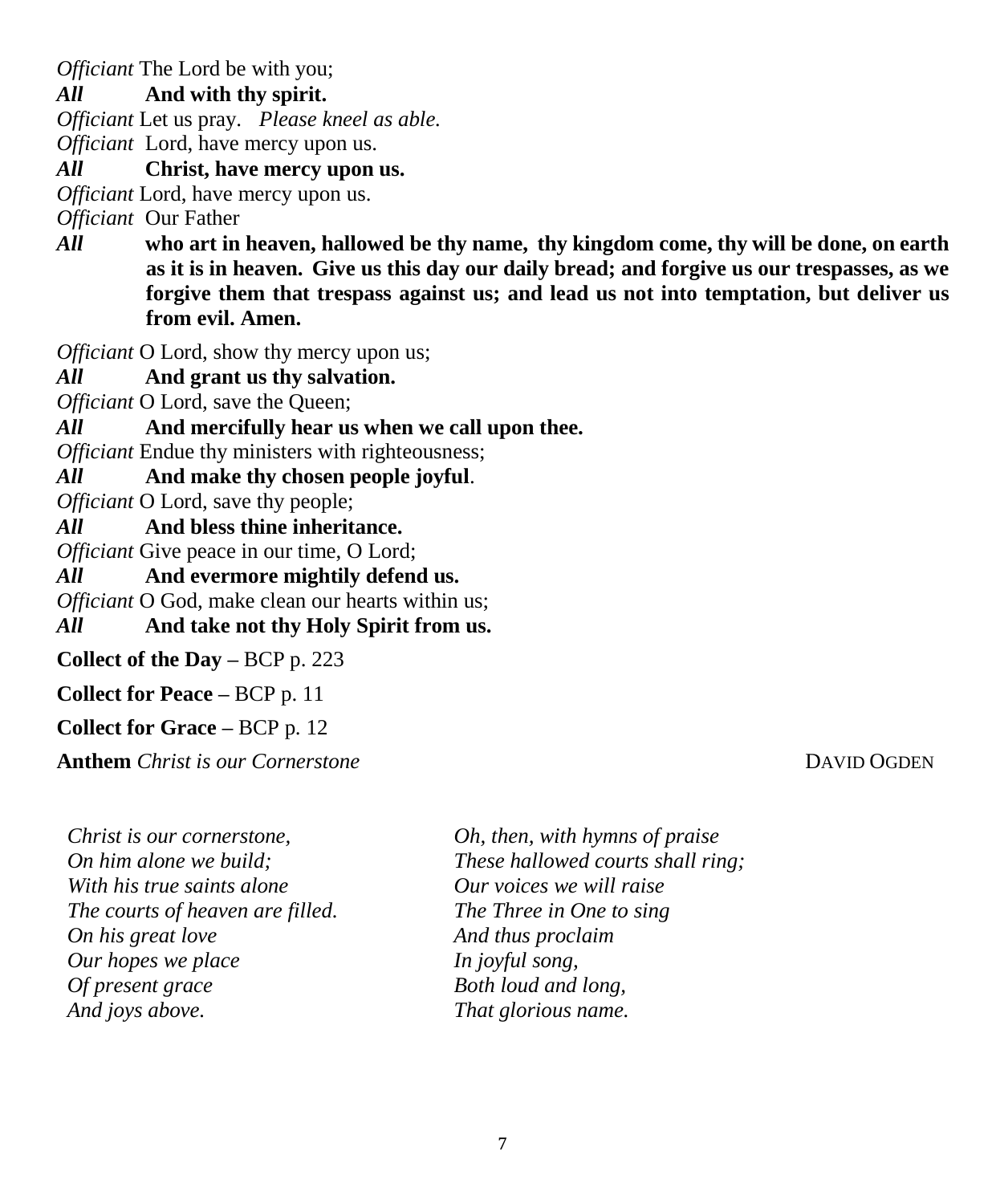*Officiant* The Lord be with you;

***All*** **And with thy spirit.**

*Officiant* Let us pray. *Please kneel as able.*

*Officiant* Lord, have mercy upon us.

***All*** **Christ, have mercy upon us.**

*Officiant* Lord, have mercy upon us.

*Officiant* Our Father

***All*** **who art in heaven, hallowed be thy name, thy kingdom come, thy will be done, on earth as it is in heaven. Give us this day our daily bread; and forgive us our trespasses, as we forgive them that trespass against us; and lead us not into temptation, but deliver us from evil. Amen.**

*Officiant* O Lord, show thy mercy upon us;

***All*** **And grant us thy salvation.**

*Officiant* O Lord, save the Queen;

***All*** **And mercifully hear us when we call upon thee.**

*Officiant* Endue thy ministers with righteousness;

***All*** **And make thy chosen people joyful**.

*Officiant* O Lord, save thy people;

***All*** **And bless thine inheritance.**

*Officiant* Give peace in our time, O Lord;

***All*** **And evermore mightily defend us.**

*Officiant* O God, make clean our hearts within us;

***All*** **And take not thy Holy Spirit from us.**

**Collect of the Day –** BCP p. 223

**Collect for Peace –** BCP p. 11

**Collect for Grace –** BCP p. 12

**Anthem** *Christ is our Cornerstone* DAVID OGDEN

*Christ is our cornerstone,*
*On him alone we build;*
*With his true saints alone*
*The courts of heaven are filled.*
*On his great love*
*Our hopes we place*
*Of present grace*
*And joys above.*

*Oh, then, with hymns of praise*
*These hallowed courts shall ring;*
*Our voices we will raise*
*The Three in One to sing*
*And thus proclaim*
*In joyful song,*
*Both loud and long,*
*That glorious name.*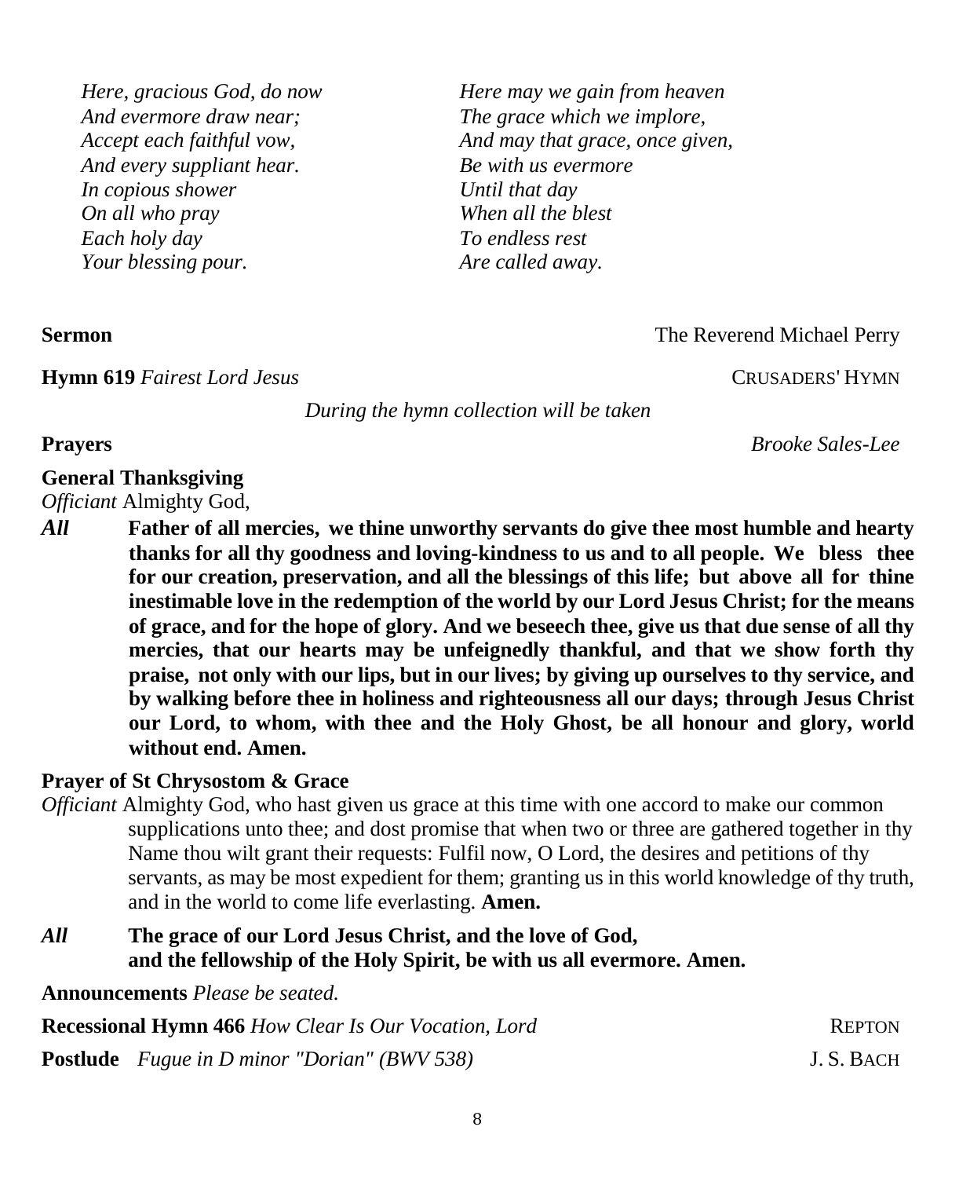*Here, gracious God, do now*
*And evermore draw near;*
*Accept each faithful vow,*
*And every suppliant hear.*
*In copious shower*
*On all who pray*
*Each holy day*
*Your blessing pour.*

*Here may we gain from heaven*
*The grace which we implore,*
*And may that grace, once given,*
*Be with us evermore*
*Until that day*
*When all the blest*
*To endless rest*
*Are called away.*

**Sermon** The Reverend Michael Perry

**Hymn 619** *Fairest Lord Jesus* CRUSADERS' HYMN

*During the hymn collection will be taken*

**Prayers** *Brooke Sales-Lee*

**General Thanksgiving**

*Officiant* Almighty God,

***All*** **Father of all mercies, we thine unworthy servants do give thee most humble and hearty thanks for all thy goodness and loving-kindness to us and to all people. We bless thee for our creation, preservation, and all the blessings of this life; but above all for thine inestimable love in the redemption of the world by our Lord Jesus Christ; for the means of grace, and for the hope of glory. And we beseech thee, give us that due sense of all thy mercies, that our hearts may be unfeignedly thankful, and that we show forth thy praise, not only with our lips, but in our lives; by giving up ourselves to thy service, and by walking before thee in holiness and righteousness all our days; through Jesus Christ our Lord, to whom, with thee and the Holy Ghost, be all honour and glory, world without end. Amen.**

**Prayer of St Chrysostom & Grace**

*Officiant* Almighty God, who hast given us grace at this time with one accord to make our common supplications unto thee; and dost promise that when two or three are gathered together in thy Name thou wilt grant their requests: Fulfil now, O Lord, the desires and petitions of thy servants, as may be most expedient for them; granting us in this world knowledge of thy truth, and in the world to come life everlasting. **Amen.**

***All*** **The grace of our Lord Jesus Christ, and the love of God, and the fellowship of the Holy Spirit, be with us all evermore. Amen.**

**Announcements** *Please be seated.*

**Recessional Hymn 466** *How Clear Is Our Vocation, Lord* REPTON

**Postlude** *Fugue in D minor "Dorian" (BWV 538)* J. S. BACH